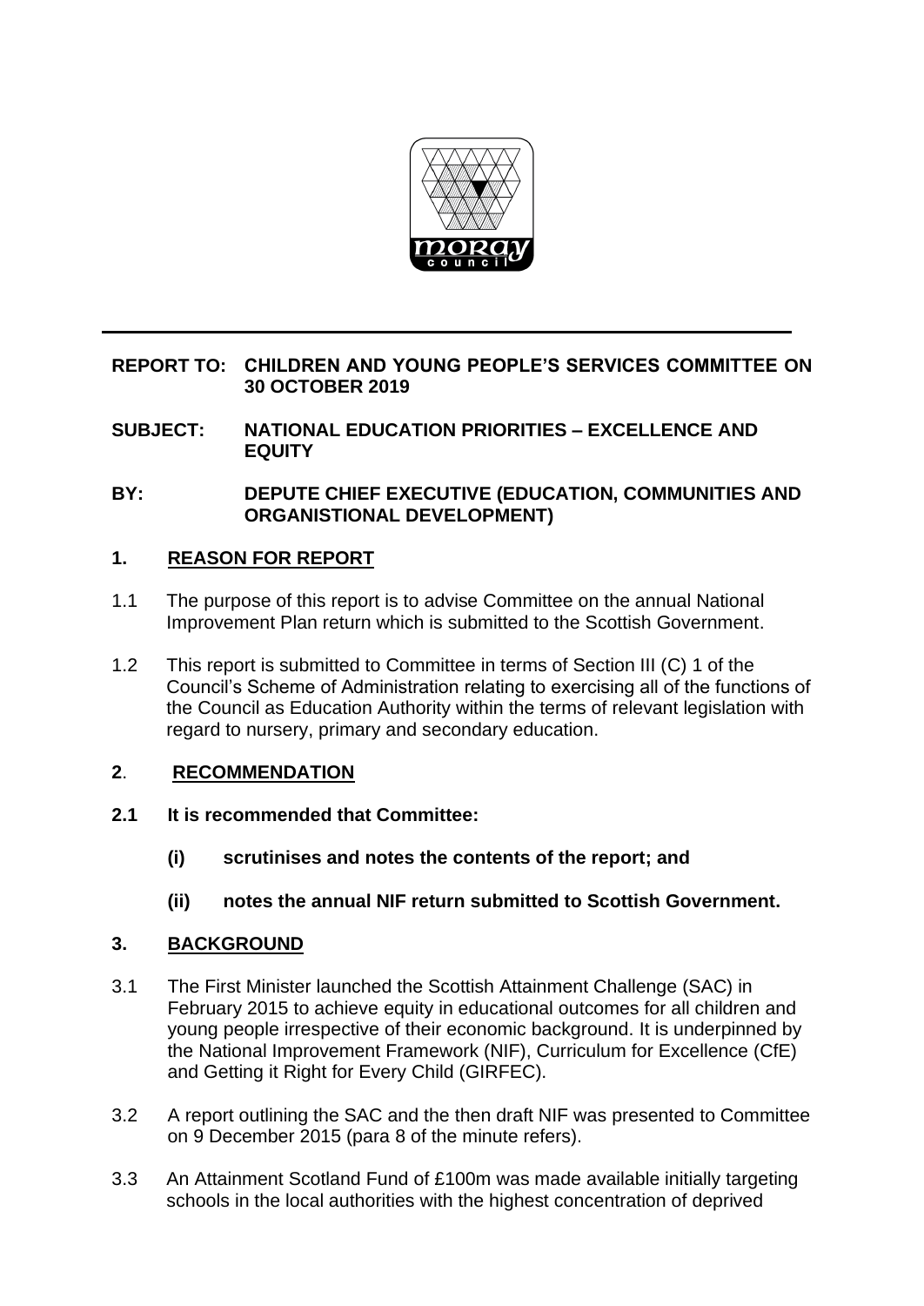**REPORT TO: CHILDREN AND YOUNG PEOPLE'S SERVICES COMMITTEE ON 30 OCTOBER 2019**

**SUBJECT: NATIONAL EDUCATION PRIORITIES – EXCELLENCE AND EQUITY**

**BY: DEPUTE CHIEF EXECUTIVE (EDUCATION, COMMUNITIES AND ORGANISTIONAL DEVELOPMENT)**

## 1. REASON FOR REPORT

1.1 The purpose of this report is to advise Committee on the annual National Improvement Plan return which is submitted to the Scottish Government.

1.2 This report is submitted to Committee in terms of Section III (C) 1 of the Council's Scheme of Administration relating to exercising all of the functions of the Council as Education Authority within the terms of relevant legislation with regard to nursery, primary and secondary education.

## 2. RECOMMENDATION

**2.1 It is recommended that Committee:**

**(i) scrutinises and notes the contents of the report; and**

**(ii) notes the annual NIF return submitted to Scottish Government.**

## 3. BACKGROUND

3.1 The First Minister launched the Scottish Attainment Challenge (SAC) in February 2015 to achieve equity in educational outcomes for all children and young people irrespective of their economic background. It is underpinned by the National Improvement Framework (NIF), Curriculum for Excellence (CfE) and Getting it Right for Every Child (GIRFEC).

3.2 A report outlining the SAC and the then draft NIF was presented to Committee on 9 December 2015 (para 8 of the minute refers).

3.3 An Attainment Scotland Fund of £100m was made available initially targeting schools in the local authorities with the highest concentration of deprived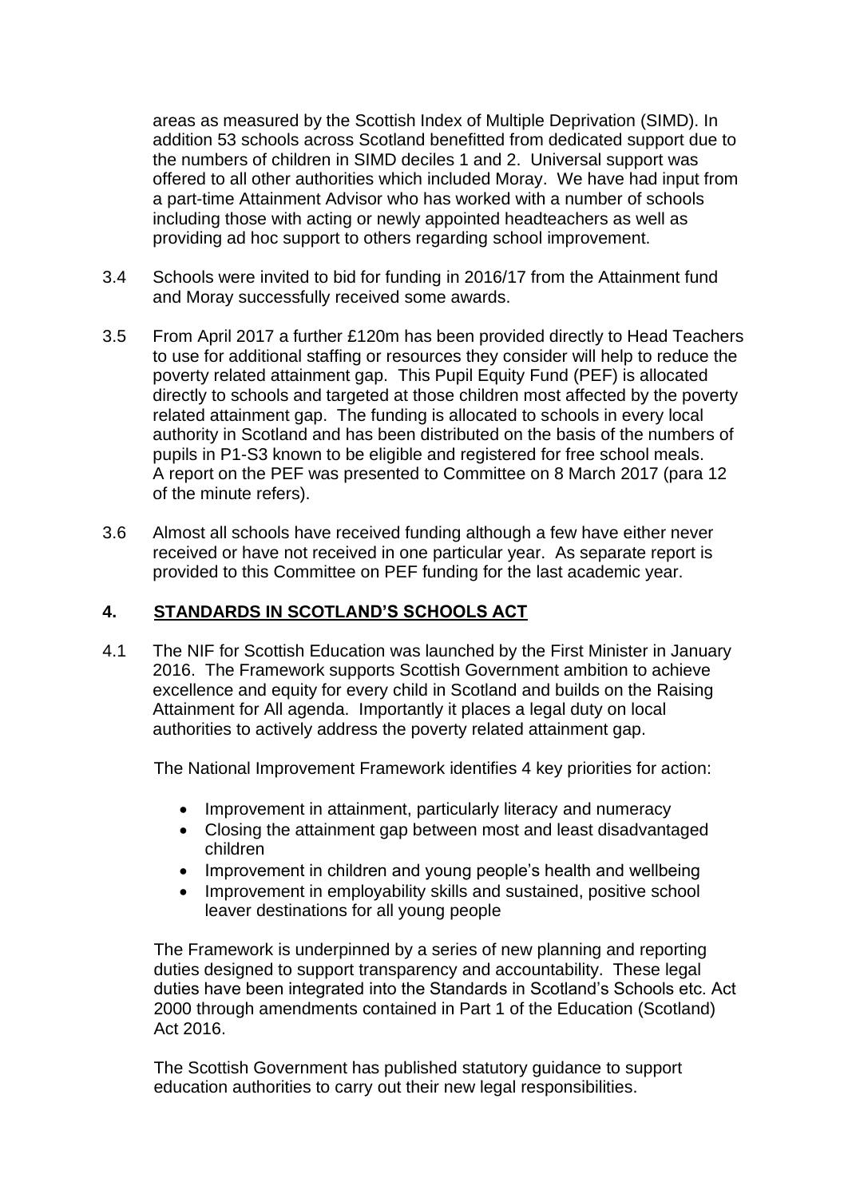areas as measured by the Scottish Index of Multiple Deprivation (SIMD). In addition 53 schools across Scotland benefitted from dedicated support due to the numbers of children in SIMD deciles 1 and 2. Universal support was offered to all other authorities which included Moray. We have had input from a part-time Attainment Advisor who has worked with a number of schools including those with acting or newly appointed headteachers as well as providing ad hoc support to others regarding school improvement.

3.4 Schools were invited to bid for funding in 2016/17 from the Attainment fund and Moray successfully received some awards.

3.5 From April 2017 a further £120m has been provided directly to Head Teachers to use for additional staffing or resources they consider will help to reduce the poverty related attainment gap. This Pupil Equity Fund (PEF) is allocated directly to schools and targeted at those children most affected by the poverty related attainment gap. The funding is allocated to schools in every local authority in Scotland and has been distributed on the basis of the numbers of pupils in P1-S3 known to be eligible and registered for free school meals. A report on the PEF was presented to Committee on 8 March 2017 (para 12 of the minute refers).

3.6 Almost all schools have received funding although a few have either never received or have not received in one particular year. As separate report is provided to this Committee on PEF funding for the last academic year.

## 4. STANDARDS IN SCOTLAND'S SCHOOLS ACT

4.1 The NIF for Scottish Education was launched by the First Minister in January 2016. The Framework supports Scottish Government ambition to achieve excellence and equity for every child in Scotland and builds on the Raising Attainment for All agenda. Importantly it places a legal duty on local authorities to actively address the poverty related attainment gap.

The National Improvement Framework identifies 4 key priorities for action:

- Improvement in attainment, particularly literacy and numeracy
- Closing the attainment gap between most and least disadvantaged children
- Improvement in children and young people's health and wellbeing
- Improvement in employability skills and sustained, positive school leaver destinations for all young people

The Framework is underpinned by a series of new planning and reporting duties designed to support transparency and accountability. These legal duties have been integrated into the Standards in Scotland's Schools etc. Act 2000 through amendments contained in Part 1 of the Education (Scotland) Act 2016.

The Scottish Government has published statutory guidance to support education authorities to carry out their new legal responsibilities.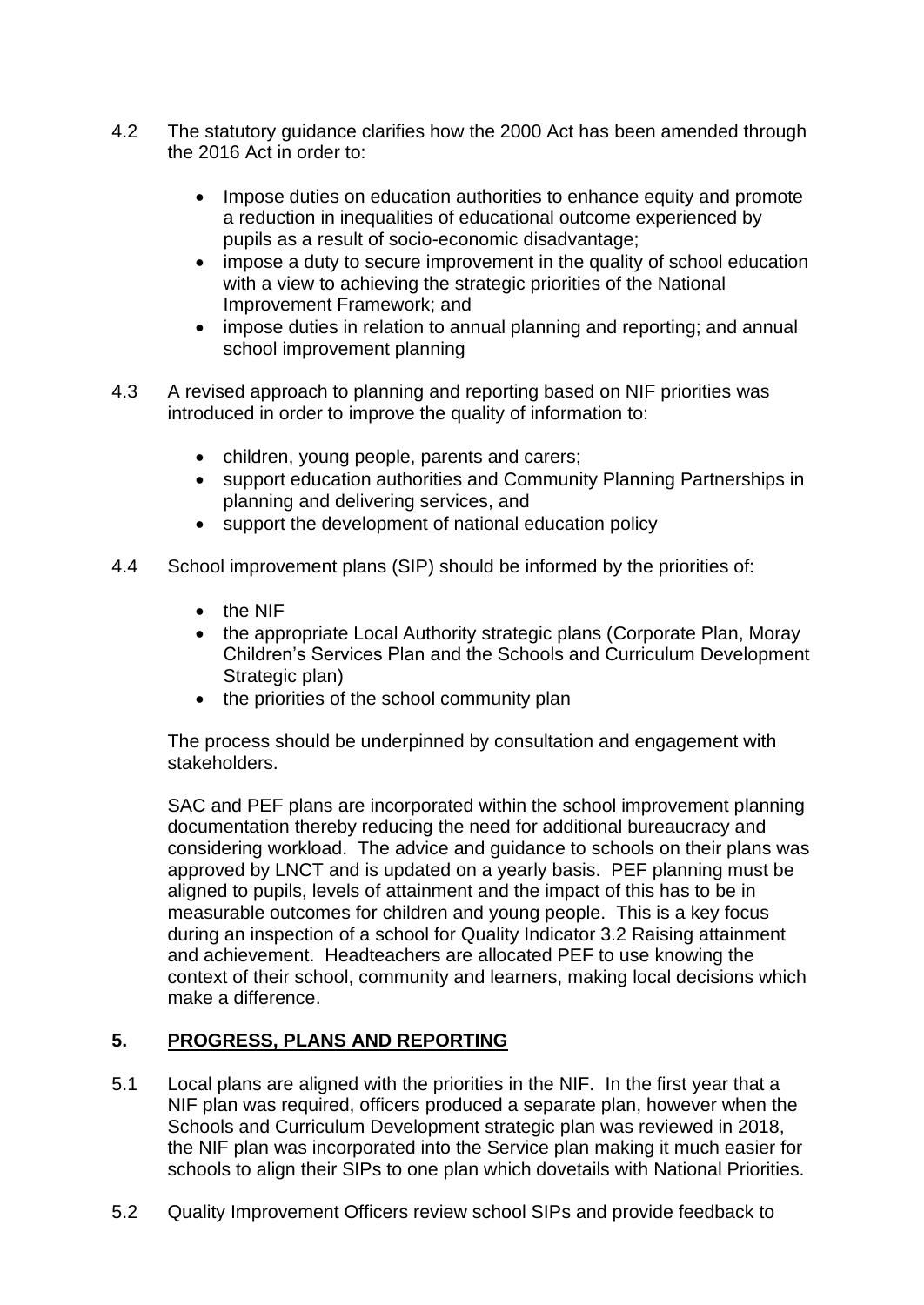4.2 The statutory guidance clarifies how the 2000 Act has been amended through the 2016 Act in order to:

- Impose duties on education authorities to enhance equity and promote a reduction in inequalities of educational outcome experienced by pupils as a result of socio-economic disadvantage;
- impose a duty to secure improvement in the quality of school education with a view to achieving the strategic priorities of the National Improvement Framework; and
- impose duties in relation to annual planning and reporting; and annual school improvement planning

4.3 A revised approach to planning and reporting based on NIF priorities was introduced in order to improve the quality of information to:

- children, young people, parents and carers;
- support education authorities and Community Planning Partnerships in planning and delivering services, and
- support the development of national education policy

4.4 School improvement plans (SIP) should be informed by the priorities of:

- the NIF
- the appropriate Local Authority strategic plans (Corporate Plan, Moray Children's Services Plan and the Schools and Curriculum Development Strategic plan)
- the priorities of the school community plan

The process should be underpinned by consultation and engagement with stakeholders.

SAC and PEF plans are incorporated within the school improvement planning documentation thereby reducing the need for additional bureaucracy and considering workload. The advice and guidance to schools on their plans was approved by LNCT and is updated on a yearly basis. PEF planning must be aligned to pupils, levels of attainment and the impact of this has to be in measurable outcomes for children and young people. This is a key focus during an inspection of a school for Quality Indicator 3.2 Raising attainment and achievement. Headteachers are allocated PEF to use knowing the context of their school, community and learners, making local decisions which make a difference.

## 5. PROGRESS, PLANS AND REPORTING

5.1 Local plans are aligned with the priorities in the NIF. In the first year that a NIF plan was required, officers produced a separate plan, however when the Schools and Curriculum Development strategic plan was reviewed in 2018, the NIF plan was incorporated into the Service plan making it much easier for schools to align their SIPs to one plan which dovetails with National Priorities.

5.2 Quality Improvement Officers review school SIPs and provide feedback to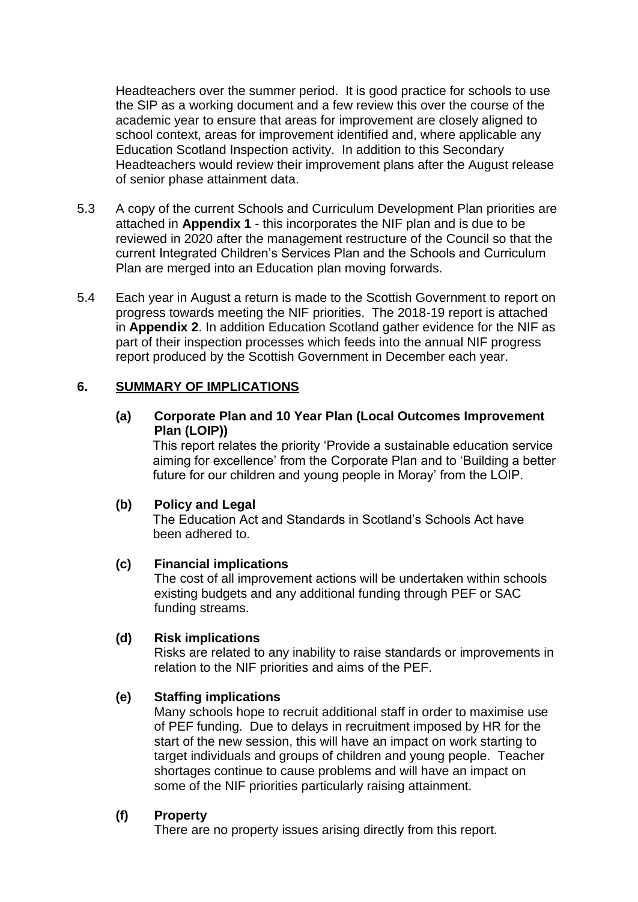Headteachers over the summer period. It is good practice for schools to use the SIP as a working document and a few review this over the course of the academic year to ensure that areas for improvement are closely aligned to school context, areas for improvement identified and, where applicable any Education Scotland Inspection activity. In addition to this Secondary Headteachers would review their improvement plans after the August release of senior phase attainment data.

5.3 A copy of the current Schools and Curriculum Development Plan priorities are attached in **Appendix 1** - this incorporates the NIF plan and is due to be reviewed in 2020 after the management restructure of the Council so that the current Integrated Children's Services Plan and the Schools and Curriculum Plan are merged into an Education plan moving forwards.

5.4 Each year in August a return is made to the Scottish Government to report on progress towards meeting the NIF priorities. The 2018-19 report is attached in **Appendix 2**. In addition Education Scotland gather evidence for the NIF as part of their inspection processes which feeds into the annual NIF progress report produced by the Scottish Government in December each year.

## 6. SUMMARY OF IMPLICATIONS

**(a) Corporate Plan and 10 Year Plan (Local Outcomes Improvement Plan (LOIP))**

This report relates the priority 'Provide a sustainable education service aiming for excellence' from the Corporate Plan and to 'Building a better future for our children and young people in Moray' from the LOIP.

**(b) Policy and Legal**

The Education Act and Standards in Scotland's Schools Act have been adhered to.

**(c) Financial implications**

The cost of all improvement actions will be undertaken within schools existing budgets and any additional funding through PEF or SAC funding streams.

**(d) Risk implications**

Risks are related to any inability to raise standards or improvements in relation to the NIF priorities and aims of the PEF.

**(e) Staffing implications**

Many schools hope to recruit additional staff in order to maximise use of PEF funding. Due to delays in recruitment imposed by HR for the start of the new session, this will have an impact on work starting to target individuals and groups of children and young people. Teacher shortages continue to cause problems and will have an impact on some of the NIF priorities particularly raising attainment.

**(f) Property**

There are no property issues arising directly from this report.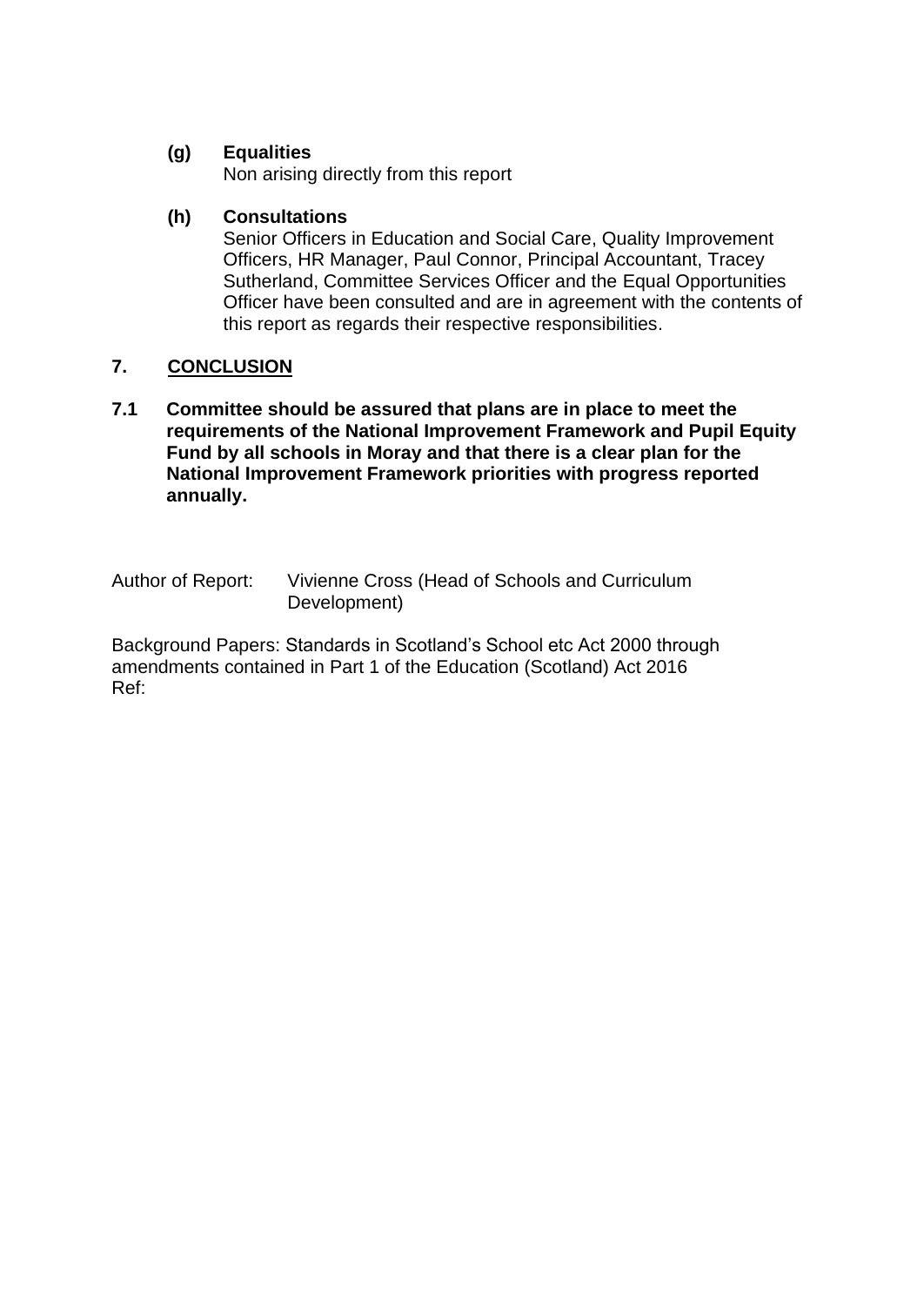**(g) Equalities**

Non arising directly from this report

**(h) Consultations**

Senior Officers in Education and Social Care, Quality Improvement Officers, HR Manager, Paul Connor, Principal Accountant, Tracey Sutherland, Committee Services Officer and the Equal Opportunities Officer have been consulted and are in agreement with the contents of this report as regards their respective responsibilities.

## 7. CONCLUSION

**7.1 Committee should be assured that plans are in place to meet the requirements of the National Improvement Framework and Pupil Equity Fund by all schools in Moray and that there is a clear plan for the National Improvement Framework priorities with progress reported annually.**

Author of Report: Vivienne Cross (Head of Schools and Curriculum Development)

Background Papers: Standards in Scotland's School etc Act 2000 through amendments contained in Part 1 of the Education (Scotland) Act 2016

Ref: